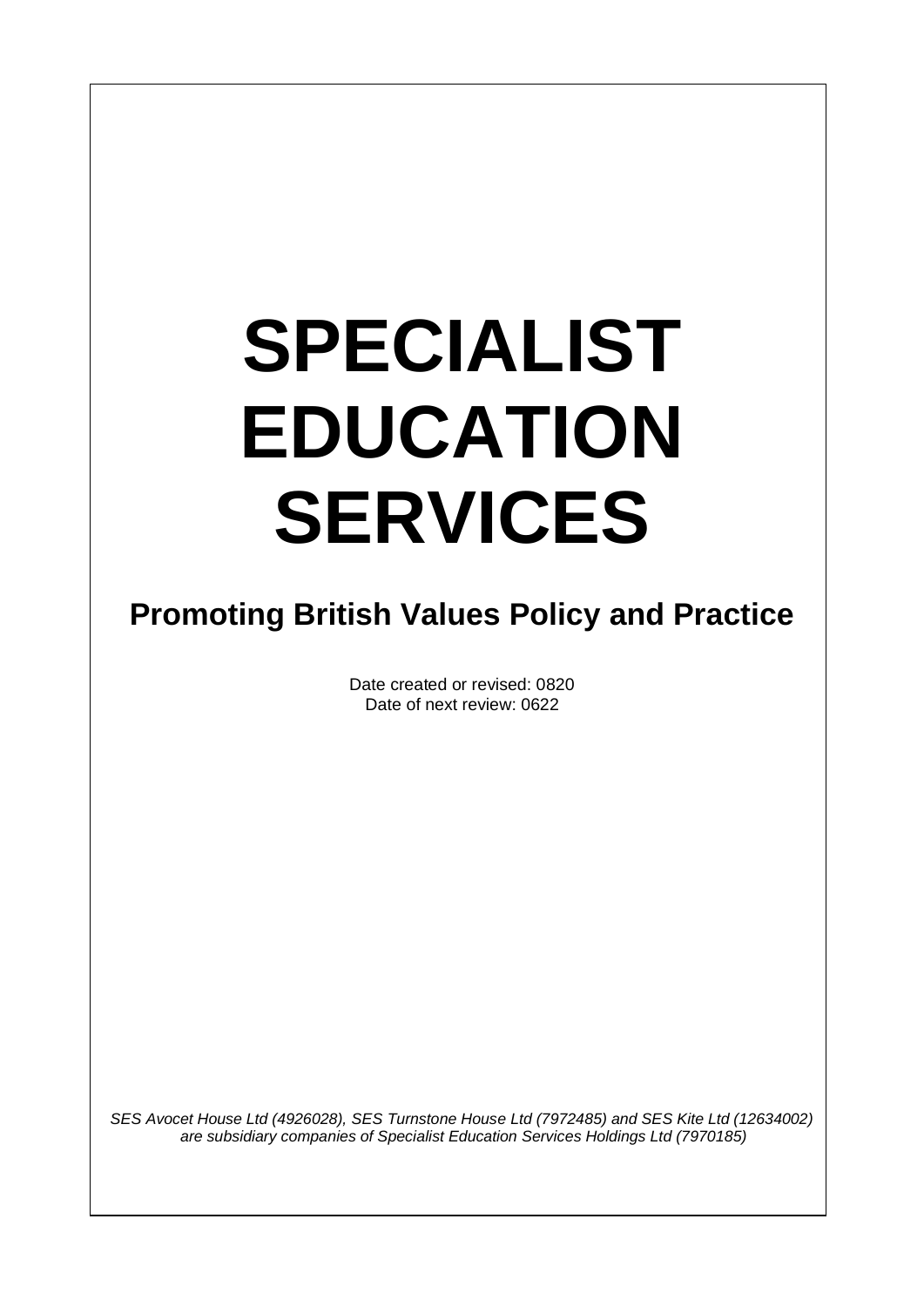# SPECIALIST EDUCATION SERVICES

## Promoting British Values Policy and Practice

Date created or revised: 0820
Date of next review: 0622

*SES Avocet House Ltd (4926028), SES Turnstone House Ltd (7972485) and SES Kite Ltd (12634002) are subsidiary companies of Specialist Education Services Holdings Ltd (7970185)*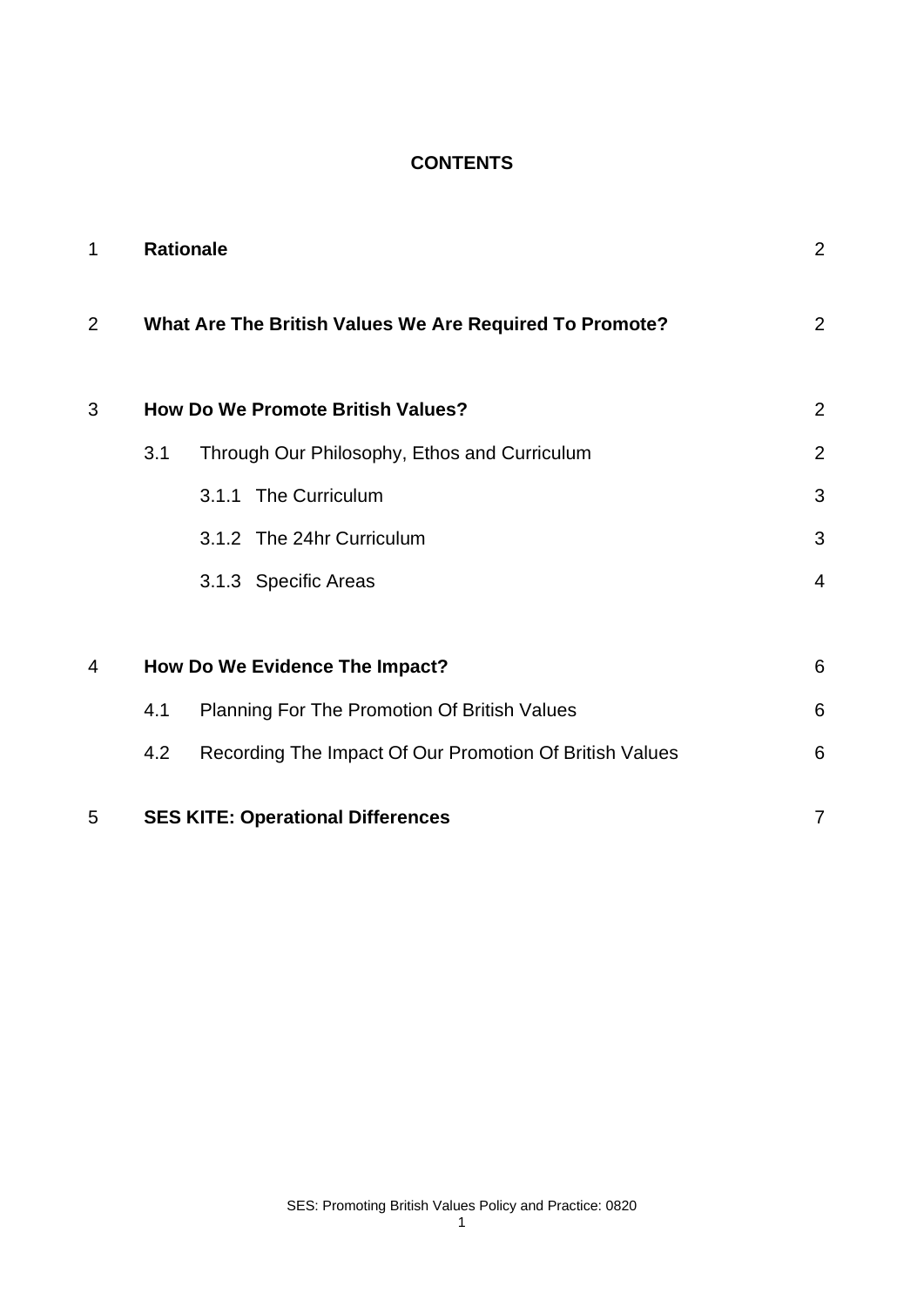**CONTENTS**

| | | Page |
|---|---|---|
| 1 | **Rationale** | 2 |
| 2 | **What Are The British Values We Are Required To Promote?** | 2 |
| 3 | **How Do We Promote British Values?** | 2 |
| | 3.1 Through Our Philosophy, Ethos and Curriculum | 2 |
| | 3.1.1 The Curriculum | 3 |
| | 3.1.2 The 24hr Curriculum | 3 |
| | 3.1.3 Specific Areas | 4 |
| 4 | **How Do We Evidence The Impact?** | 6 |
| | 4.1 Planning For The Promotion Of British Values | 6 |
| | 4.2 Recording The Impact Of Our Promotion Of British Values | 6 |
| 5 | **SES KITE: Operational Differences** | 7 |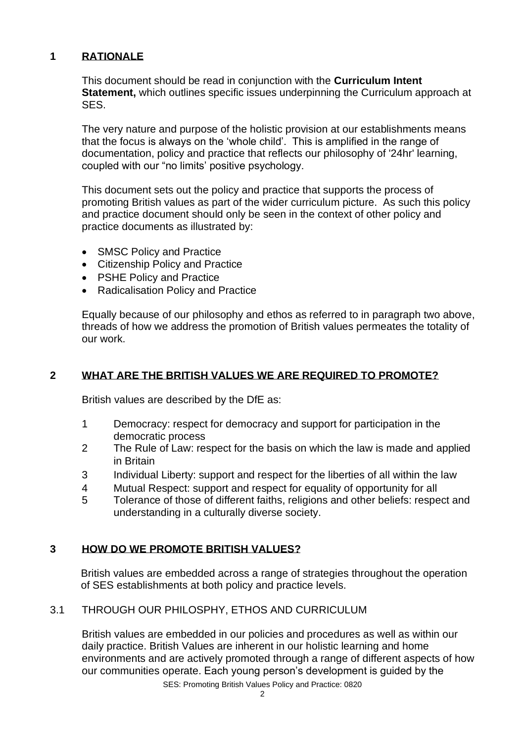## 1 RATIONALE

This document should be read in conjunction with the **Curriculum Intent Statement,** which outlines specific issues underpinning the Curriculum approach at SES.

The very nature and purpose of the holistic provision at our establishments means that the focus is always on the 'whole child'. This is amplified in the range of documentation, policy and practice that reflects our philosophy of '24hr' learning, coupled with our "no limits' positive psychology.

This document sets out the policy and practice that supports the process of promoting British values as part of the wider curriculum picture. As such this policy and practice document should only be seen in the context of other policy and practice documents as illustrated by:

- SMSC Policy and Practice
- Citizenship Policy and Practice
- PSHE Policy and Practice
- Radicalisation Policy and Practice

Equally because of our philosophy and ethos as referred to in paragraph two above, threads of how we address the promotion of British values permeates the totality of our work.

## 2 WHAT ARE THE BRITISH VALUES WE ARE REQUIRED TO PROMOTE?

British values are described by the DfE as:

1. Democracy: respect for democracy and support for participation in the democratic process
2. The Rule of Law: respect for the basis on which the law is made and applied in Britain
3. Individual Liberty: support and respect for the liberties of all within the law
4. Mutual Respect: support and respect for equality of opportunity for all
5. Tolerance of those of different faiths, religions and other beliefs: respect and understanding in a culturally diverse society.

## 3 HOW DO WE PROMOTE BRITISH VALUES?

British values are embedded across a range of strategies throughout the operation of SES establishments at both policy and practice levels.

### 3.1 THROUGH OUR PHILOSPHY, ETHOS AND CURRICULUM

British values are embedded in our policies and procedures as well as within our daily practice. British Values are inherent in our holistic learning and home environments and are actively promoted through a range of different aspects of how our communities operate. Each young person's development is guided by the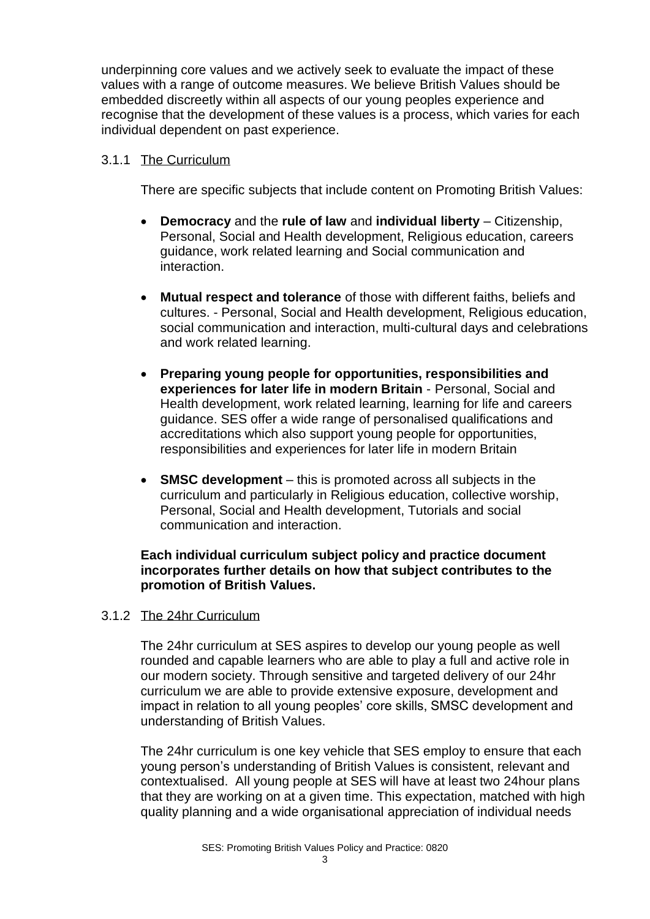underpinning core values and we actively seek to evaluate the impact of these values with a range of outcome measures. We believe British Values should be embedded discreetly within all aspects of our young peoples experience and recognise that the development of these values is a process, which varies for each individual dependent on past experience.

### 3.1.1 The Curriculum

There are specific subjects that include content on Promoting British Values:

- **Democracy** and the **rule of law** and **individual liberty** – Citizenship, Personal, Social and Health development, Religious education, careers guidance, work related learning and Social communication and interaction.

- **Mutual respect and tolerance** of those with different faiths, beliefs and cultures. - Personal, Social and Health development, Religious education, social communication and interaction, multi-cultural days and celebrations and work related learning.

- **Preparing young people for opportunities, responsibilities and experiences for later life in modern Britain** - Personal, Social and Health development, work related learning, learning for life and careers guidance. SES offer a wide range of personalised qualifications and accreditations which also support young people for opportunities, responsibilities and experiences for later life in modern Britain

- **SMSC development** – this is promoted across all subjects in the curriculum and particularly in Religious education, collective worship, Personal, Social and Health development, Tutorials and social communication and interaction.

**Each individual curriculum subject policy and practice document incorporates further details on how that subject contributes to the promotion of British Values.**

### 3.1.2 The 24hr Curriculum

The 24hr curriculum at SES aspires to develop our young people as well rounded and capable learners who are able to play a full and active role in our modern society. Through sensitive and targeted delivery of our 24hr curriculum we are able to provide extensive exposure, development and impact in relation to all young peoples' core skills, SMSC development and understanding of British Values.

The 24hr curriculum is one key vehicle that SES employ to ensure that each young person's understanding of British Values is consistent, relevant and contextualised. All young people at SES will have at least two 24hour plans that they are working on at a given time. This expectation, matched with high quality planning and a wide organisational appreciation of individual needs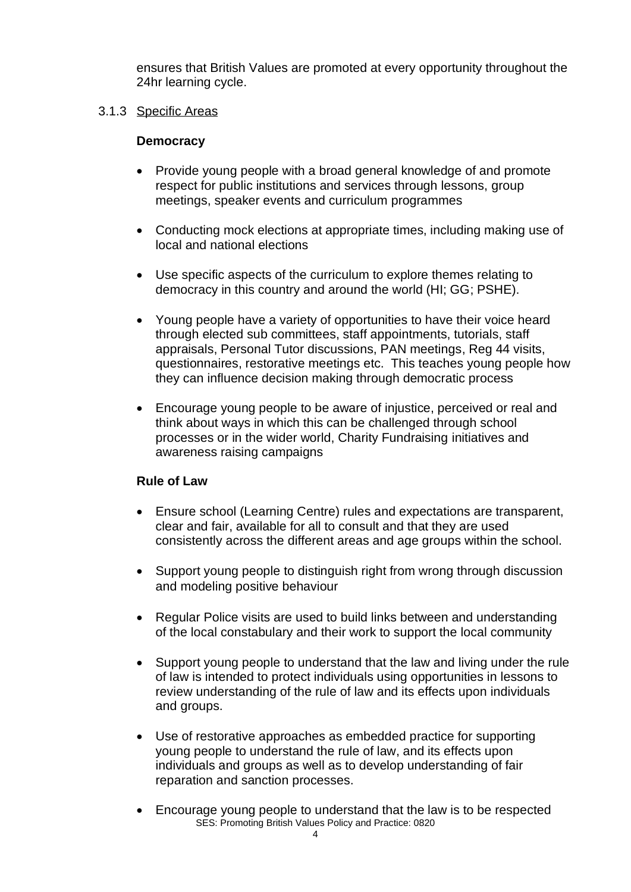ensures that British Values are promoted at every opportunity throughout the 24hr learning cycle.

### 3.1.3 Specific Areas

**Democracy**

- Provide young people with a broad general knowledge of and promote respect for public institutions and services through lessons, group meetings, speaker events and curriculum programmes
- Conducting mock elections at appropriate times, including making use of local and national elections
- Use specific aspects of the curriculum to explore themes relating to democracy in this country and around the world (HI; GG; PSHE).
- Young people have a variety of opportunities to have their voice heard through elected sub committees, staff appointments, tutorials, staff appraisals, Personal Tutor discussions, PAN meetings, Reg 44 visits, questionnaires, restorative meetings etc. This teaches young people how they can influence decision making through democratic process
- Encourage young people to be aware of injustice, perceived or real and think about ways in which this can be challenged through school processes or in the wider world, Charity Fundraising initiatives and awareness raising campaigns

**Rule of Law**

- Ensure school (Learning Centre) rules and expectations are transparent, clear and fair, available for all to consult and that they are used consistently across the different areas and age groups within the school.
- Support young people to distinguish right from wrong through discussion and modeling positive behaviour
- Regular Police visits are used to build links between and understanding of the local constabulary and their work to support the local community
- Support young people to understand that the law and living under the rule of law is intended to protect individuals using opportunities in lessons to review understanding of the rule of law and its effects upon individuals and groups.
- Use of restorative approaches as embedded practice for supporting young people to understand the rule of law, and its effects upon individuals and groups as well as to develop understanding of fair reparation and sanction processes.
- Encourage young people to understand that the law is to be respected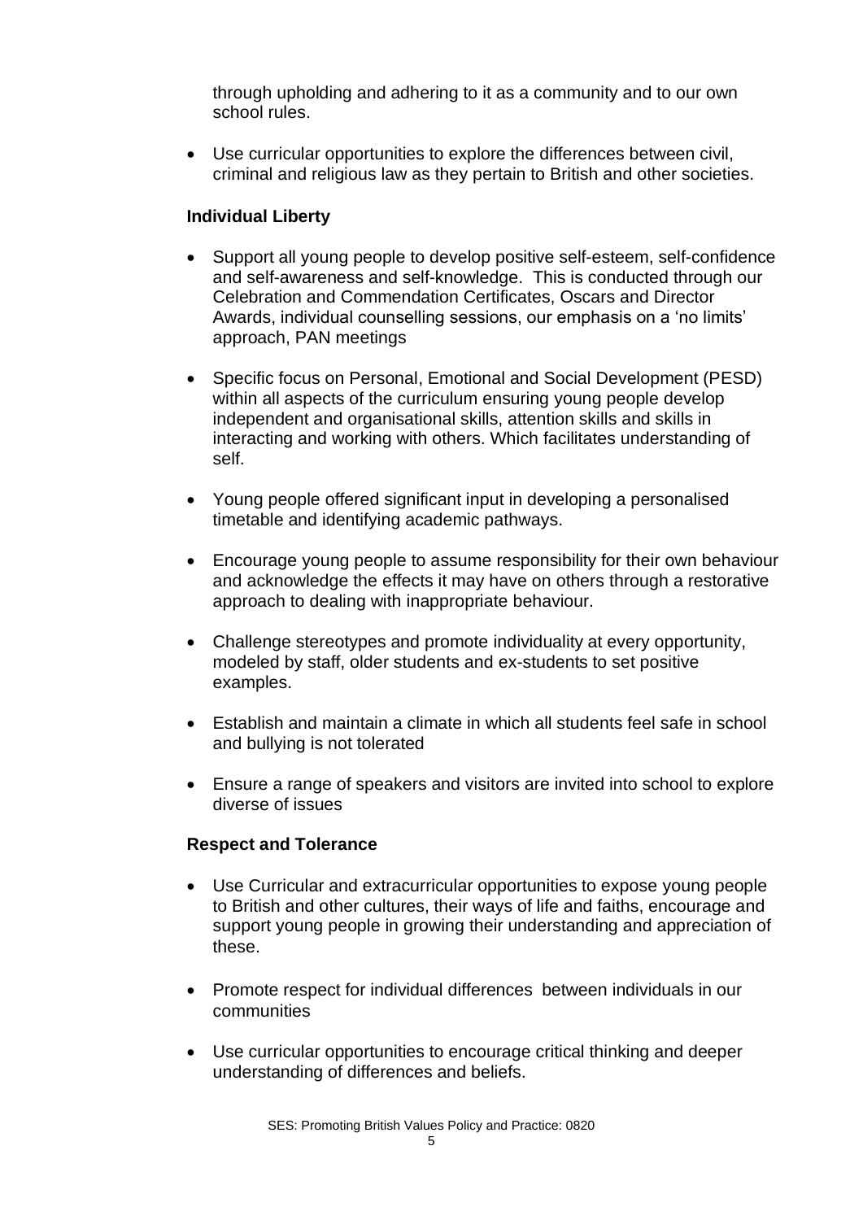through upholding and adhering to it as a community and to our own school rules.

- Use curricular opportunities to explore the differences between civil, criminal and religious law as they pertain to British and other societies.

### Individual Liberty

- Support all young people to develop positive self-esteem, self-confidence and self-awareness and self-knowledge. This is conducted through our Celebration and Commendation Certificates, Oscars and Director Awards, individual counselling sessions, our emphasis on a 'no limits' approach, PAN meetings

- Specific focus on Personal, Emotional and Social Development (PESD) within all aspects of the curriculum ensuring young people develop independent and organisational skills, attention skills and skills in interacting and working with others. Which facilitates understanding of self.

- Young people offered significant input in developing a personalised timetable and identifying academic pathways.

- Encourage young people to assume responsibility for their own behaviour and acknowledge the effects it may have on others through a restorative approach to dealing with inappropriate behaviour.

- Challenge stereotypes and promote individuality at every opportunity, modeled by staff, older students and ex-students to set positive examples.

- Establish and maintain a climate in which all students feel safe in school and bullying is not tolerated

- Ensure a range of speakers and visitors are invited into school to explore diverse of issues

### Respect and Tolerance

- Use Curricular and extracurricular opportunities to expose young people to British and other cultures, their ways of life and faiths, encourage and support young people in growing their understanding and appreciation of these.

- Promote respect for individual differences between individuals in our communities

- Use curricular opportunities to encourage critical thinking and deeper understanding of differences and beliefs.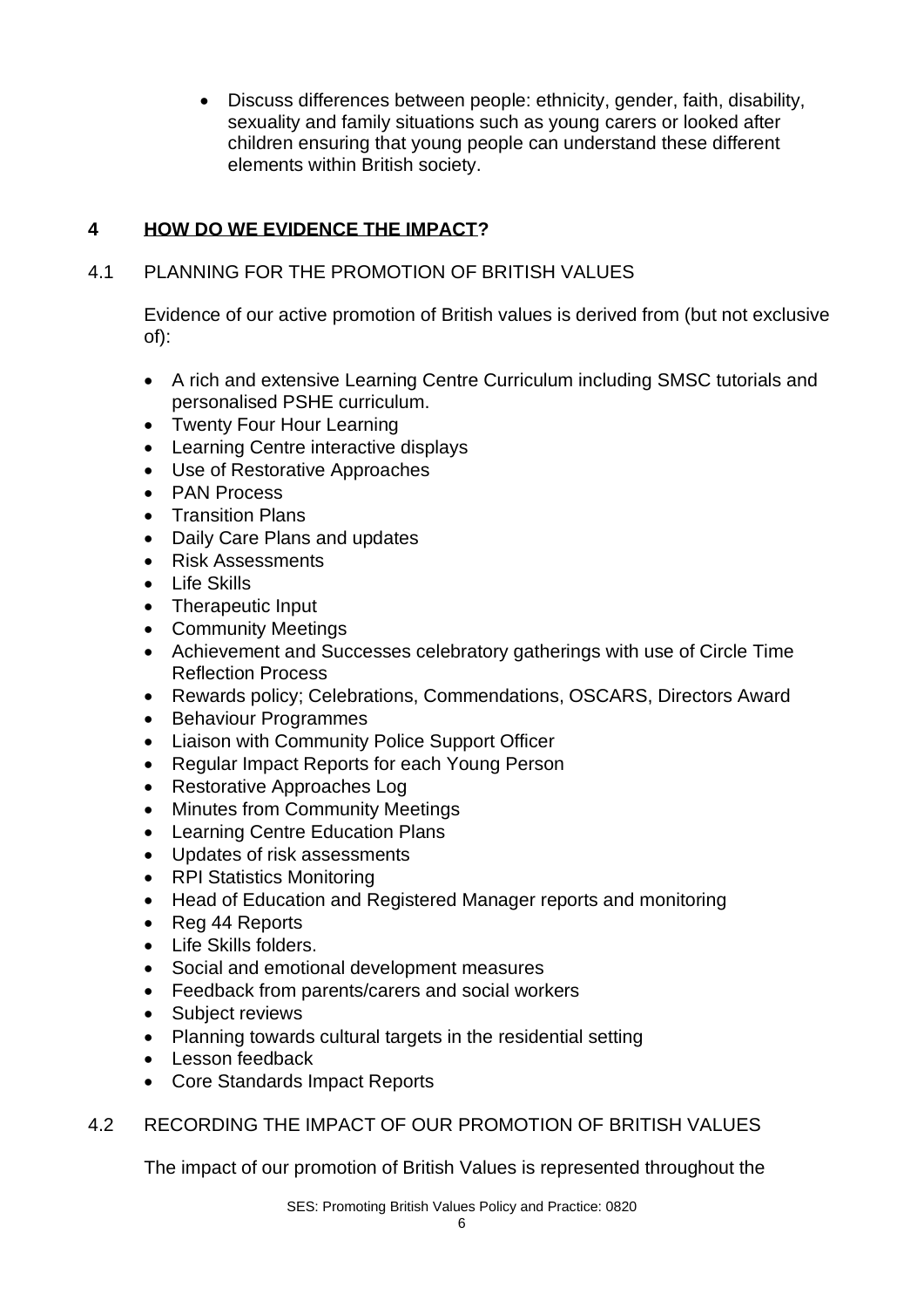- Discuss differences between people: ethnicity, gender, faith, disability, sexuality and family situations such as young carers or looked after children ensuring that young people can understand these different elements within British society.

## 4 **HOW DO WE EVIDENCE THE IMPACT?**

### 4.1 PLANNING FOR THE PROMOTION OF BRITISH VALUES

Evidence of our active promotion of British values is derived from (but not exclusive of):

- A rich and extensive Learning Centre Curriculum including SMSC tutorials and personalised PSHE curriculum.
- Twenty Four Hour Learning
- Learning Centre interactive displays
- Use of Restorative Approaches
- PAN Process
- Transition Plans
- Daily Care Plans and updates
- Risk Assessments
- Life Skills
- Therapeutic Input
- Community Meetings
- Achievement and Successes celebratory gatherings with use of Circle Time Reflection Process
- Rewards policy; Celebrations, Commendations, OSCARS, Directors Award
- Behaviour Programmes
- Liaison with Community Police Support Officer
- Regular Impact Reports for each Young Person
- Restorative Approaches Log
- Minutes from Community Meetings
- Learning Centre Education Plans
- Updates of risk assessments
- RPI Statistics Monitoring
- Head of Education and Registered Manager reports and monitoring
- Reg 44 Reports
- Life Skills folders.
- Social and emotional development measures
- Feedback from parents/carers and social workers
- Subject reviews
- Planning towards cultural targets in the residential setting
- Lesson feedback
- Core Standards Impact Reports

### 4.2 RECORDING THE IMPACT OF OUR PROMOTION OF BRITISH VALUES

The impact of our promotion of British Values is represented throughout the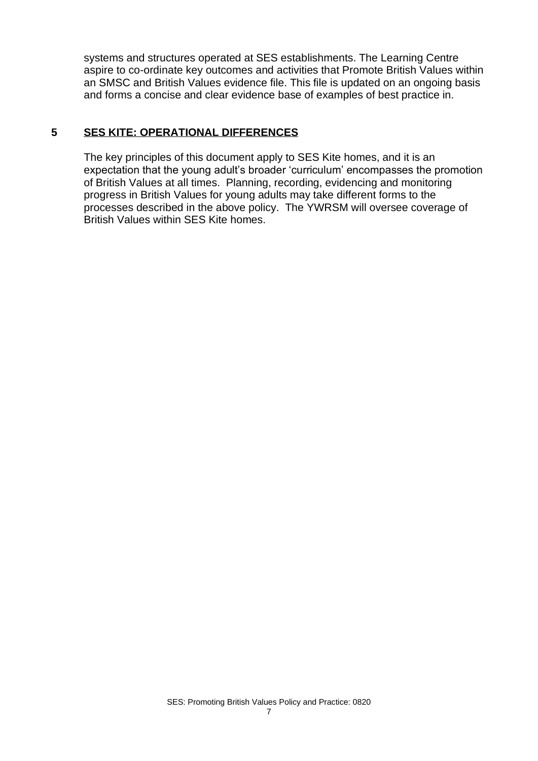systems and structures operated at SES establishments. The Learning Centre aspire to co-ordinate key outcomes and activities that Promote British Values within an SMSC and British Values evidence file. This file is updated on an ongoing basis and forms a concise and clear evidence base of examples of best practice in.

## 5 SES KITE: OPERATIONAL DIFFERENCES

The key principles of this document apply to SES Kite homes, and it is an expectation that the young adult's broader 'curriculum' encompasses the promotion of British Values at all times. Planning, recording, evidencing and monitoring progress in British Values for young adults may take different forms to the processes described in the above policy. The YWRSM will oversee coverage of British Values within SES Kite homes.